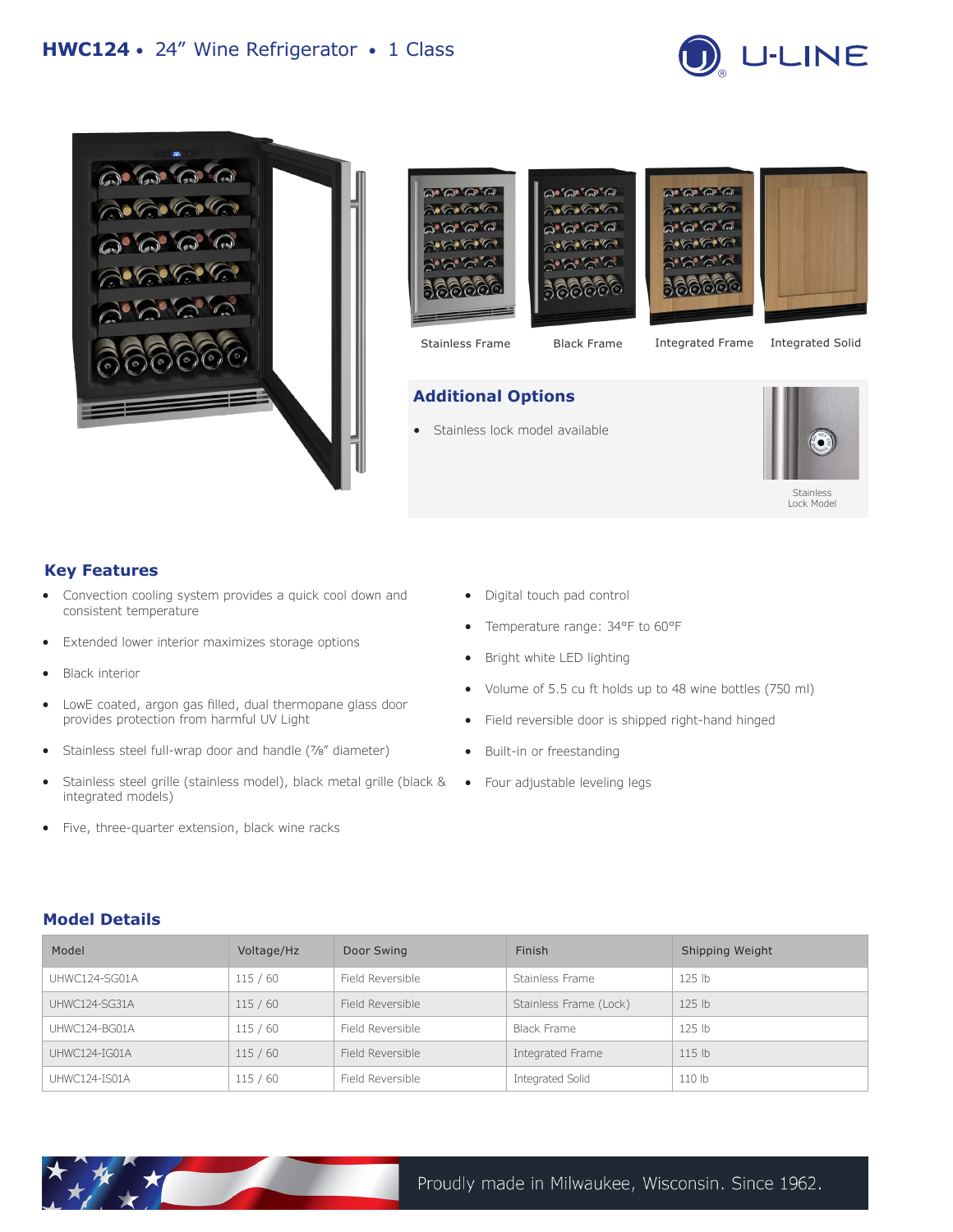# HWC124 • 24" Wine Refrigerator • 1 Class

Stainless Frame

Black Frame

Integrated Frame

Integrated Solid

## Additional Options

- Stainless lock model available

Stainless Lock Model

## Key Features

- Convection cooling system provides a quick cool down and consistent temperature
- Extended lower interior maximizes storage options
- Black interior
- LowE coated, argon gas filled, dual thermopane glass door provides protection from harmful UV Light
- Stainless steel full-wrap door and handle (⅞" diameter)
- Stainless steel grille (stainless model), black metal grille (black & integrated models)
- Five, three-quarter extension, black wine racks
- Digital touch pad control
- Temperature range: 34°F to 60°F
- Bright white LED lighting
- Volume of 5.5 cu ft holds up to 48 wine bottles (750 ml)
- Field reversible door is shipped right-hand hinged
- Built-in or freestanding
- Four adjustable leveling legs

## Model Details

| Model | Voltage/Hz | Door Swing | Finish | Shipping Weight |
| --- | --- | --- | --- | --- |
| UHWC124-SG01A | 115 / 60 | Field Reversible | Stainless Frame | 125 lb |
| UHWC124-SG31A | 115 / 60 | Field Reversible | Stainless Frame (Lock) | 125 lb |
| UHWC124-BG01A | 115 / 60 | Field Reversible | Black Frame | 125 lb |
| UHWC124-IG01A | 115 / 60 | Field Reversible | Integrated Frame | 115 lb |
| UHWC124-IS01A | 115 / 60 | Field Reversible | Integrated Solid | 110 lb |

Proudly made in Milwaukee, Wisconsin. Since 1962.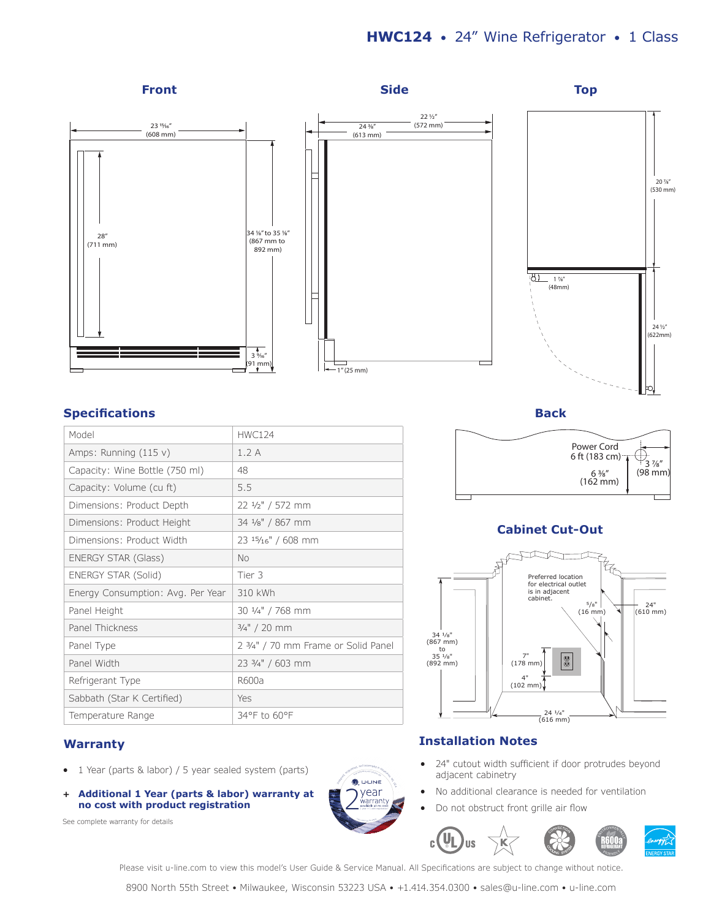# HWC124 • 24" Wine Refrigerator • 1 Class

## Front

23 15⁄16" (608 mm)

28" (711 mm)

34 1⁄8" to 35 1⁄8" (867 mm to 892 mm)

3 9⁄16" (91 mm)

## Side

24 1⁄8" (613 mm)

22 1⁄2" (572 mm)

1" (25 mm)

## Top

20 7⁄8" (530 mm)

1 7⁄8" (48mm)

24 1⁄2" (622mm)

## Specifications

| | |
|---|---|
| Model | HWC124 |
| Amps: Running (115 v) | 1.2 A |
| Capacity: Wine Bottle (750 ml) | 48 |
| Capacity: Volume (cu ft) | 5.5 |
| Dimensions: Product Depth | 22 ½" / 572 mm |
| Dimensions: Product Height | 34 ⅛" / 867 mm |
| Dimensions: Product Width | 23 15⁄16" / 608 mm |
| ENERGY STAR (Glass) | No |
| ENERGY STAR (Solid) | Tier 3 |
| Energy Consumption: Avg. Per Year | 310 kWh |
| Panel Height | 30 ¼" / 768 mm |
| Panel Thickness | ¾" / 20 mm |
| Panel Type | 2 ¾" / 70 mm Frame or Solid Panel |
| Panel Width | 23 ¾" / 603 mm |
| Refrigerant Type | R600a |
| Sabbath (Star K Certified) | Yes |
| Temperature Range | 34°F to 60°F |

## Back

Power Cord 6 ft (183 cm)

3 7⁄8" (98 mm)

6 3⁄8" (162 mm)

## Cabinet Cut-Out

Preferred location for electrical outlet is in adjacent cabinet.

5⁄8" (16 mm)

24" (610 mm)

34 1⁄8" (867 mm) to 35 1⁄8" (892 mm)

7" (178 mm)

4" (102 mm)

24 1⁄4" (616 mm)

## Warranty

- 1 Year (parts & labor) / 5 year sealed system (parts)

**+ Additional 1 Year (parts & labor) warranty at no cost with product registration**

See complete warranty for details

U-LINE 2 year warranty

## Installation Notes

- 24" cutout width sufficient if door protrudes beyond adjacent cabinetry
- No additional clearance is needed for ventilation
- Do not obstruct front grille air flow

Please visit u-line.com to view this model's User Guide & Service Manual. All Specifications are subject to change without notice.

8900 North 55th Street • Milwaukee, Wisconsin 53223 USA • +1.414.354.0300 • sales@u-line.com • u-line.com